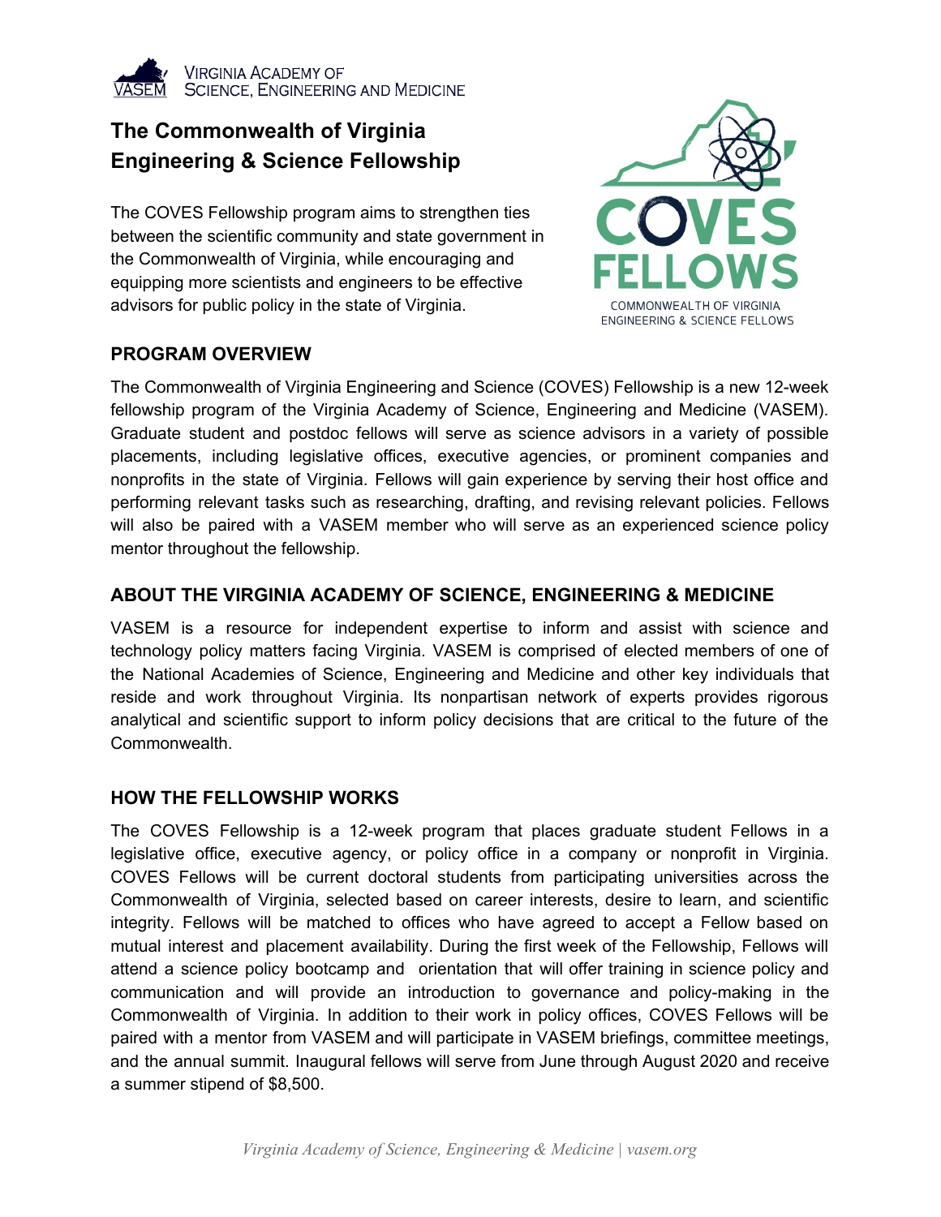VIRGINIA ACADEMY OF SCIENCE, ENGINEERING AND MEDICINE

# The Commonwealth of Virginia Engineering & Science Fellowship

The COVES Fellowship program aims to strengthen ties between the scientific community and state government in the Commonwealth of Virginia, while encouraging and equipping more scientists and engineers to be effective advisors for public policy in the state of Virginia.

COVES FELLOWS
COMMONWEALTH OF VIRGINIA ENGINEERING & SCIENCE FELLOWS

## PROGRAM OVERVIEW

The Commonwealth of Virginia Engineering and Science (COVES) Fellowship is a new 12-week fellowship program of the Virginia Academy of Science, Engineering and Medicine (VASEM). Graduate student and postdoc fellows will serve as science advisors in a variety of possible placements, including legislative offices, executive agencies, or prominent companies and nonprofits in the state of Virginia. Fellows will gain experience by serving their host office and performing relevant tasks such as researching, drafting, and revising relevant policies. Fellows will also be paired with a VASEM member who will serve as an experienced science policy mentor throughout the fellowship.

## ABOUT THE VIRGINIA ACADEMY OF SCIENCE, ENGINEERING & MEDICINE

VASEM is a resource for independent expertise to inform and assist with science and technology policy matters facing Virginia. VASEM is comprised of elected members of one of the National Academies of Science, Engineering and Medicine and other key individuals that reside and work throughout Virginia. Its nonpartisan network of experts provides rigorous analytical and scientific support to inform policy decisions that are critical to the future of the Commonwealth.

## HOW THE FELLOWSHIP WORKS

The COVES Fellowship is a 12-week program that places graduate student Fellows in a legislative office, executive agency, or policy office in a company or nonprofit in Virginia. COVES Fellows will be current doctoral students from participating universities across the Commonwealth of Virginia, selected based on career interests, desire to learn, and scientific integrity. Fellows will be matched to offices who have agreed to accept a Fellow based on mutual interest and placement availability. During the first week of the Fellowship, Fellows will attend a science policy bootcamp and orientation that will offer training in science policy and communication and will provide an introduction to governance and policy-making in the Commonwealth of Virginia. In addition to their work in policy offices, COVES Fellows will be paired with a mentor from VASEM and will participate in VASEM briefings, committee meetings, and the annual summit. Inaugural fellows will serve from June through August 2020 and receive a summer stipend of $8,500.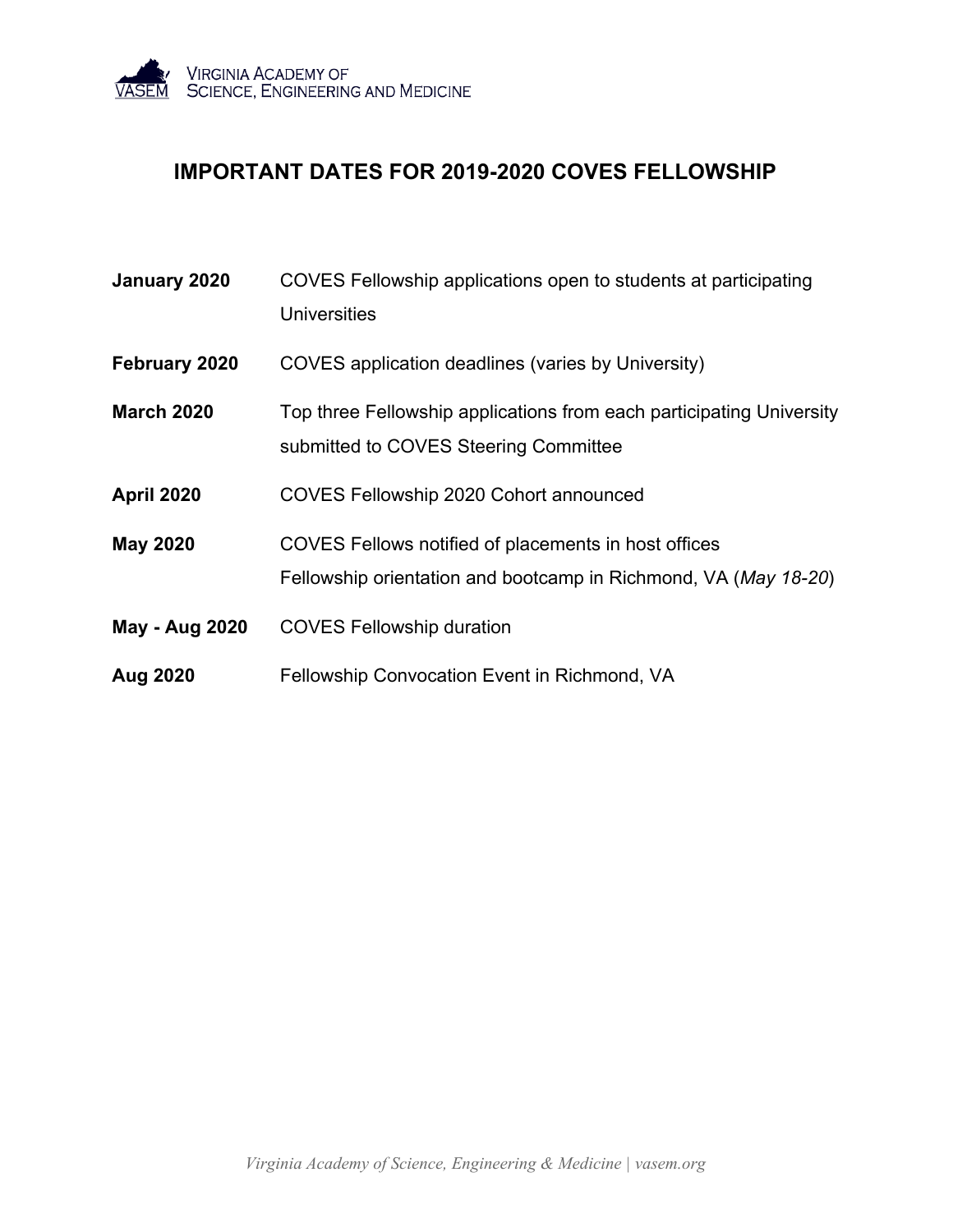# IMPORTANT DATES FOR 2019-2020 COVES FELLOWSHIP

| | |
|---|---|
| **January 2020** | COVES Fellowship applications open to students at participating Universities |
| **February 2020** | COVES application deadlines (varies by University) |
| **March 2020** | Top three Fellowship applications from each participating University submitted to COVES Steering Committee |
| **April 2020** | COVES Fellowship 2020 Cohort announced |
| **May 2020** | COVES Fellows notified of placements in host offices<br>Fellowship orientation and bootcamp in Richmond, VA (*May 18-20*) |
| **May - Aug 2020** | COVES Fellowship duration |
| **Aug 2020** | Fellowship Convocation Event in Richmond, VA |